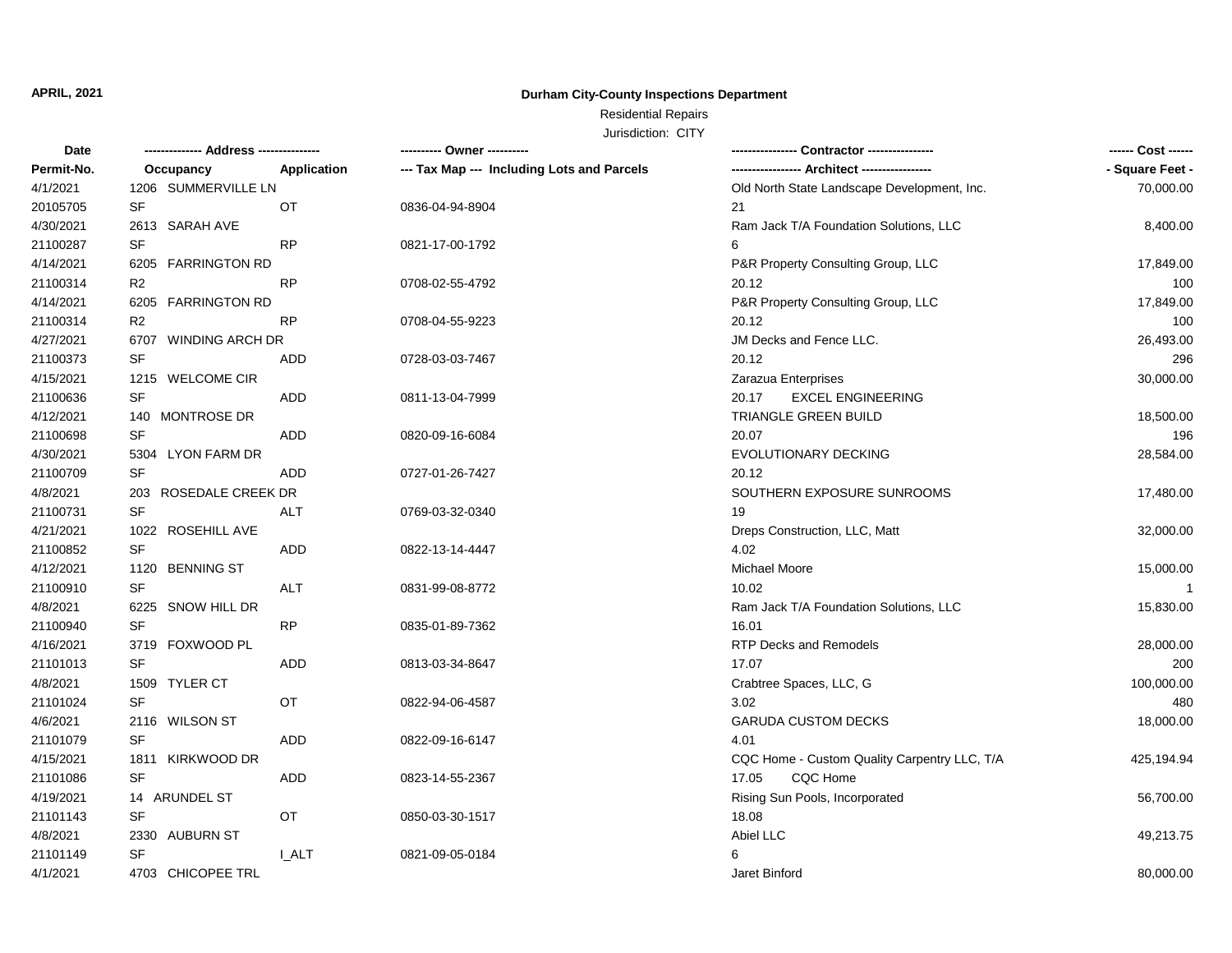**APRIL, 2021**

**Durham City-County Inspections Department**

Residential Repairs

Jurisdiction: CITY

| Date | -------------- Address -------------- | | ---------- Owner ---------- | ---------------- Contractor ---------------- | ------ Cost ------ |
|---|---|---|---|---|---|
| **Permit-No.** | **Occupancy** | **Application** | **--- Tax Map --- Including Lots and Parcels** | **----------------- Architect -----------------** | **- Square Feet -** |
| 4/1/2021 | 1206 SUMMERVILLE LN | | | Old North State Landscape Development, Inc. | 70,000.00 |
| 20105705 | SF | OT | 0836-04-94-8904 | 21 | |
| 4/30/2021 | 2613 SARAH AVE | | | Ram Jack T/A Foundation Solutions, LLC | 8,400.00 |
| 21100287 | SF | RP | 0821-17-00-1792 | 6 | |
| 4/14/2021 | 6205 FARRINGTON RD | | | P&R Property Consulting Group, LLC | 17,849.00 |
| 21100314 | R2 | RP | 0708-02-55-4792 | 20.12 | 100 |
| 4/14/2021 | 6205 FARRINGTON RD | | | P&R Property Consulting Group, LLC | 17,849.00 |
| 21100314 | R2 | RP | 0708-04-55-9223 | 20.12 | 100 |
| 4/27/2021 | 6707 WINDING ARCH DR | | | JM Decks and Fence LLC. | 26,493.00 |
| 21100373 | SF | ADD | 0728-03-03-7467 | 20.12 | 296 |
| 4/15/2021 | 1215 WELCOME CIR | | | Zarazua Enterprises | 30,000.00 |
| 21100636 | SF | ADD | 0811-13-04-7999 | 20.17 EXCEL ENGINEERING | |
| 4/12/2021 | 140 MONTROSE DR | | | TRIANGLE GREEN BUILD | 18,500.00 |
| 21100698 | SF | ADD | 0820-09-16-6084 | 20.07 | 196 |
| 4/30/2021 | 5304 LYON FARM DR | | | EVOLUTIONARY DECKING | 28,584.00 |
| 21100709 | SF | ADD | 0727-01-26-7427 | 20.12 | |
| 4/8/2021 | 203 ROSEDALE CREEK DR | | | SOUTHERN EXPOSURE SUNROOMS | 17,480.00 |
| 21100731 | SF | ALT | 0769-03-32-0340 | 19 | |
| 4/21/2021 | 1022 ROSEHILL AVE | | | Dreps Construction, LLC, Matt | 32,000.00 |
| 21100852 | SF | ADD | 0822-13-14-4447 | 4.02 | |
| 4/12/2021 | 1120 BENNING ST | | | Michael Moore | 15,000.00 |
| 21100910 | SF | ALT | 0831-99-08-8772 | 10.02 | 1 |
| 4/8/2021 | 6225 SNOW HILL DR | | | Ram Jack T/A Foundation Solutions, LLC | 15,830.00 |
| 21100940 | SF | RP | 0835-01-89-7362 | 16.01 | |
| 4/16/2021 | 3719 FOXWOOD PL | | | RTP Decks and Remodels | 28,000.00 |
| 21101013 | SF | ADD | 0813-03-34-8647 | 17.07 | 200 |
| 4/8/2021 | 1509 TYLER CT | | | Crabtree Spaces, LLC, G | 100,000.00 |
| 21101024 | SF | OT | 0822-94-06-4587 | 3.02 | 480 |
| 4/6/2021 | 2116 WILSON ST | | | GARUDA CUSTOM DECKS | 18,000.00 |
| 21101079 | SF | ADD | 0822-09-16-6147 | 4.01 | |
| 4/15/2021 | 1811 KIRKWOOD DR | | | CQC Home - Custom Quality Carpentry LLC, T/A | 425,194.94 |
| 21101086 | SF | ADD | 0823-14-55-2367 | 17.05 CQC Home | |
| 4/19/2021 | 14 ARUNDEL ST | | | Rising Sun Pools, Incorporated | 56,700.00 |
| 21101143 | SF | OT | 0850-03-30-1517 | 18.08 | |
| 4/8/2021 | 2330 AUBURN ST | | | Abiel LLC | 49,213.75 |
| 21101149 | SF | I_ALT | 0821-09-05-0184 | 6 | |
| 4/1/2021 | 4703 CHICOPEE TRL | | | Jaret Binford | 80,000.00 |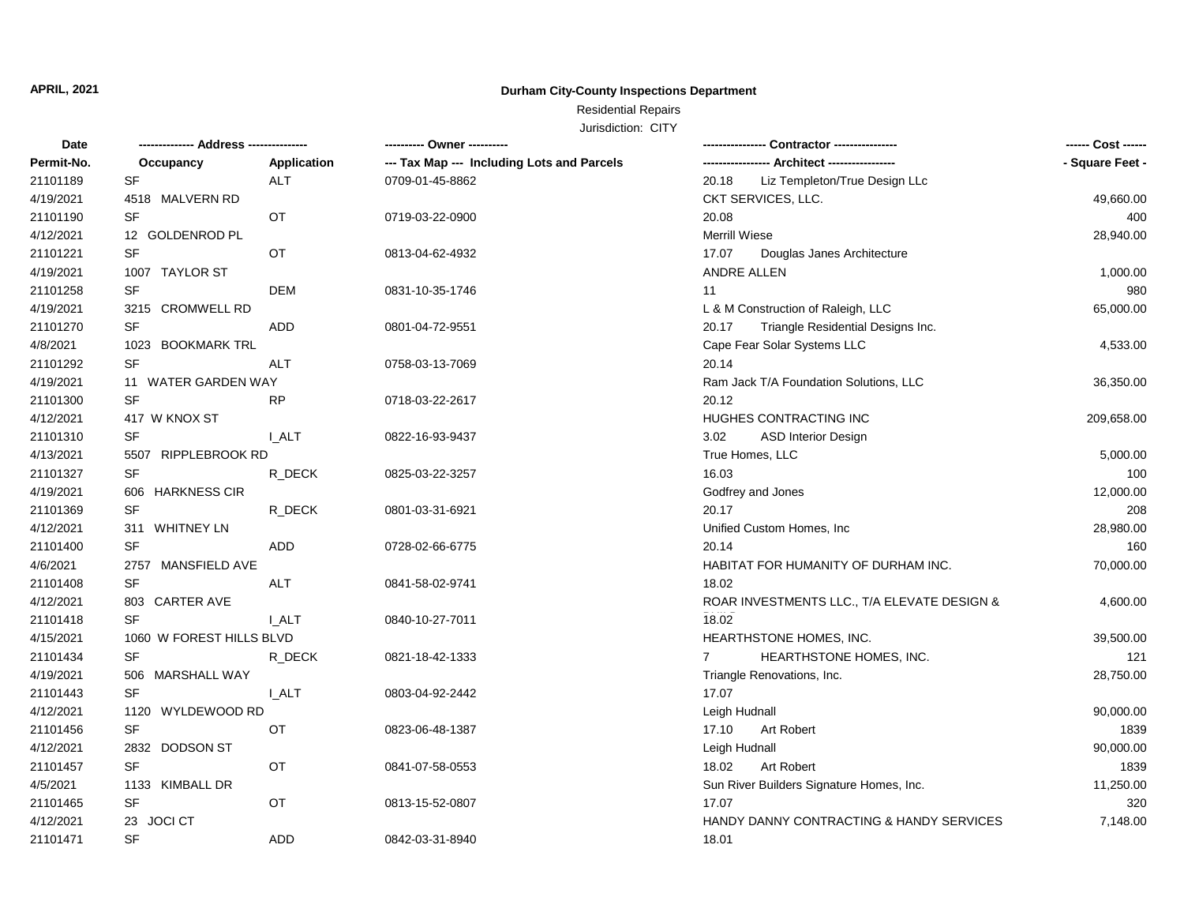**APRIL, 2021**

## Durham City-County Inspections Department

Residential Repairs

Jurisdiction: CITY

| Date / Permit-No. | Address / Occupancy | Application | Owner / Tax Map --- Including Lots and Parcels | Contractor / Architect | Cost / Square Feet |
|---|---|---|---|---|---|
| 21101189 | SF | ALT | 0709-01-45-8862 | 20.18 Liz Templeton/True Design LLc | |
| 4/19/2021 | 4518 MALVERN RD | | | CKT SERVICES, LLC. | 49,660.00 |
| 21101190 | SF | OT | 0719-03-22-0900 | 20.08 | 400 |
| 4/12/2021 | 12 GOLDENROD PL | | | Merrill Wiese | 28,940.00 |
| 21101221 | SF | OT | 0813-04-62-4932 | 17.07 Douglas Janes Architecture | |
| 4/19/2021 | 1007 TAYLOR ST | | | ANDRE ALLEN | 1,000.00 |
| 21101258 | SF | DEM | 0831-10-35-1746 | 11 | 980 |
| 4/19/2021 | 3215 CROMWELL RD | | | L & M Construction of Raleigh, LLC | 65,000.00 |
| 21101270 | SF | ADD | 0801-04-72-9551 | 20.17 Triangle Residential Designs Inc. | |
| 4/8/2021 | 1023 BOOKMARK TRL | | | Cape Fear Solar Systems LLC | 4,533.00 |
| 21101292 | SF | ALT | 0758-03-13-7069 | 20.14 | |
| 4/19/2021 | 11 WATER GARDEN WAY | | | Ram Jack T/A Foundation Solutions, LLC | 36,350.00 |
| 21101300 | SF | RP | 0718-03-22-2617 | 20.12 | |
| 4/12/2021 | 417 W KNOX ST | | | HUGHES CONTRACTING INC | 209,658.00 |
| 21101310 | SF | I_ALT | 0822-16-93-9437 | 3.02 ASD Interior Design | |
| 4/13/2021 | 5507 RIPPLEBROOK RD | | | True Homes, LLC | 5,000.00 |
| 21101327 | SF | R_DECK | 0825-03-22-3257 | 16.03 | 100 |
| 4/19/2021 | 606 HARKNESS CIR | | | Godfrey and Jones | 12,000.00 |
| 21101369 | SF | R_DECK | 0801-03-31-6921 | 20.17 | 208 |
| 4/12/2021 | 311 WHITNEY LN | | | Unified Custom Homes, Inc | 28,980.00 |
| 21101400 | SF | ADD | 0728-02-66-6775 | 20.14 | 160 |
| 4/6/2021 | 2757 MANSFIELD AVE | | | HABITAT FOR HUMANITY OF DURHAM INC. | 70,000.00 |
| 21101408 | SF | ALT | 0841-58-02-9741 | 18.02 | |
| 4/12/2021 | 803 CARTER AVE | | | ROAR INVESTMENTS LLC., T/A ELEVATE DESIGN & | 4,600.00 |
| 21101418 | SF | I_ALT | 0840-10-27-7011 | 18.02 | |
| 4/15/2021 | 1060 W FOREST HILLS BLVD | | | HEARTHSTONE HOMES, INC. | 39,500.00 |
| 21101434 | SF | R_DECK | 0821-18-42-1333 | 7 HEARTHSTONE HOMES, INC. | 121 |
| 4/19/2021 | 506 MARSHALL WAY | | | Triangle Renovations, Inc. | 28,750.00 |
| 21101443 | SF | I_ALT | 0803-04-92-2442 | 17.07 | |
| 4/12/2021 | 1120 WYLDEWOOD RD | | | Leigh Hudnall | 90,000.00 |
| 21101456 | SF | OT | 0823-06-48-1387 | 17.10 Art Robert | 1839 |
| 4/12/2021 | 2832 DODSON ST | | | Leigh Hudnall | 90,000.00 |
| 21101457 | SF | OT | 0841-07-58-0553 | 18.02 Art Robert | 1839 |
| 4/5/2021 | 1133 KIMBALL DR | | | Sun River Builders Signature Homes, Inc. | 11,250.00 |
| 21101465 | SF | OT | 0813-15-52-0807 | 17.07 | 320 |
| 4/12/2021 | 23 JOCI CT | | | HANDY DANNY CONTRACTING & HANDY SERVICES | 7,148.00 |
| 21101471 | SF | ADD | 0842-03-31-8940 | 18.01 | |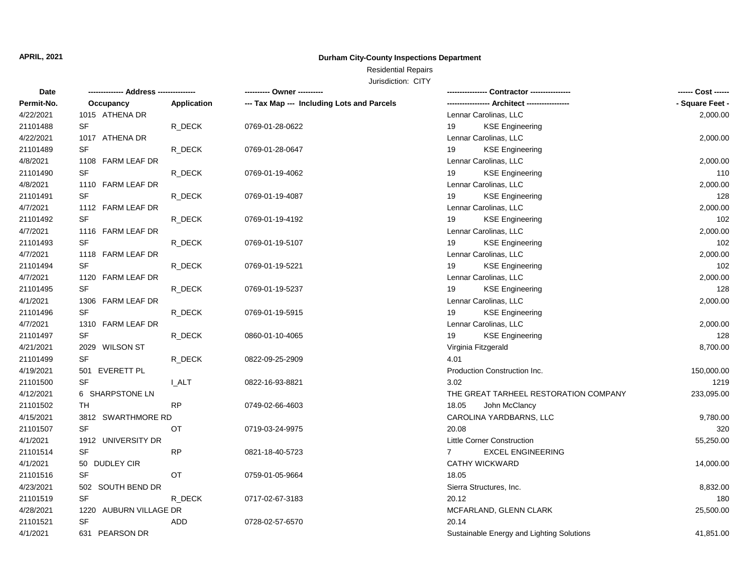**APRIL, 2021**

**Durham City-County Inspections Department**

Residential Repairs

Jurisdiction: CITY

| Date | ------------- Address ------------- | | ---------- Owner ---------- | ---------------- Contractor ---------------- | ------ Cost ------ |
|---|---|---|---|---|---|
| Permit-No. | Occupancy | Application | --- Tax Map --- Including Lots and Parcels | ----------------- Architect ----------------- | - Square Feet - |
| 4/22/2021 | 1015 ATHENA DR | | | Lennar Carolinas, LLC | 2,000.00 |
| 21101488 | SF | R_DECK | 0769-01-28-0622 | 19 KSE Engineering | |
| 4/22/2021 | 1017 ATHENA DR | | | Lennar Carolinas, LLC | 2,000.00 |
| 21101489 | SF | R_DECK | 0769-01-28-0647 | 19 KSE Engineering | |
| 4/8/2021 | 1108 FARM LEAF DR | | | Lennar Carolinas, LLC | 2,000.00 |
| 21101490 | SF | R_DECK | 0769-01-19-4062 | 19 KSE Engineering | 110 |
| 4/8/2021 | 1110 FARM LEAF DR | | | Lennar Carolinas, LLC | 2,000.00 |
| 21101491 | SF | R_DECK | 0769-01-19-4087 | 19 KSE Engineering | 128 |
| 4/7/2021 | 1112 FARM LEAF DR | | | Lennar Carolinas, LLC | 2,000.00 |
| 21101492 | SF | R_DECK | 0769-01-19-4192 | 19 KSE Engineering | 102 |
| 4/7/2021 | 1116 FARM LEAF DR | | | Lennar Carolinas, LLC | 2,000.00 |
| 21101493 | SF | R_DECK | 0769-01-19-5107 | 19 KSE Engineering | 102 |
| 4/7/2021 | 1118 FARM LEAF DR | | | Lennar Carolinas, LLC | 2,000.00 |
| 21101494 | SF | R_DECK | 0769-01-19-5221 | 19 KSE Engineering | 102 |
| 4/7/2021 | 1120 FARM LEAF DR | | | Lennar Carolinas, LLC | 2,000.00 |
| 21101495 | SF | R_DECK | 0769-01-19-5237 | 19 KSE Engineering | 128 |
| 4/1/2021 | 1306 FARM LEAF DR | | | Lennar Carolinas, LLC | 2,000.00 |
| 21101496 | SF | R_DECK | 0769-01-19-5915 | 19 KSE Engineering | |
| 4/7/2021 | 1310 FARM LEAF DR | | | Lennar Carolinas, LLC | 2,000.00 |
| 21101497 | SF | R_DECK | 0860-01-10-4065 | 19 KSE Engineering | 128 |
| 4/21/2021 | 2029 WILSON ST | | | Virginia Fitzgerald | 8,700.00 |
| 21101499 | SF | R_DECK | 0822-09-25-2909 | 4.01 | |
| 4/19/2021 | 501 EVERETT PL | | | Production Construction Inc. | 150,000.00 |
| 21101500 | SF | I_ALT | 0822-16-93-8821 | 3.02 | 1219 |
| 4/12/2021 | 6 SHARPSTONE LN | | | THE GREAT TARHEEL RESTORATION COMPANY | 233,095.00 |
| 21101502 | TH | RP | 0749-02-66-4603 | 18.05 John McClancy | |
| 4/15/2021 | 3812 SWARTHMORE RD | | | CAROLINA YARDBARNS, LLC | 9,780.00 |
| 21101507 | SF | OT | 0719-03-24-9975 | 20.08 | 320 |
| 4/1/2021 | 1912 UNIVERSITY DR | | | Little Corner Construction | 55,250.00 |
| 21101514 | SF | RP | 0821-18-40-5723 | 7 EXCEL ENGINEERING | |
| 4/1/2021 | 50 DUDLEY CIR | | | CATHY WICKWARD | 14,000.00 |
| 21101516 | SF | OT | 0759-01-05-9664 | 18.05 | |
| 4/23/2021 | 502 SOUTH BEND DR | | | Sierra Structures, Inc. | 8,832.00 |
| 21101519 | SF | R_DECK | 0717-02-67-3183 | 20.12 | 180 |
| 4/28/2021 | 1220 AUBURN VILLAGE DR | | | MCFARLAND, GLENN CLARK | 25,500.00 |
| 21101521 | SF | ADD | 0728-02-57-6570 | 20.14 | |
| 4/1/2021 | 631 PEARSON DR | | | Sustainable Energy and Lighting Solutions | 41,851.00 |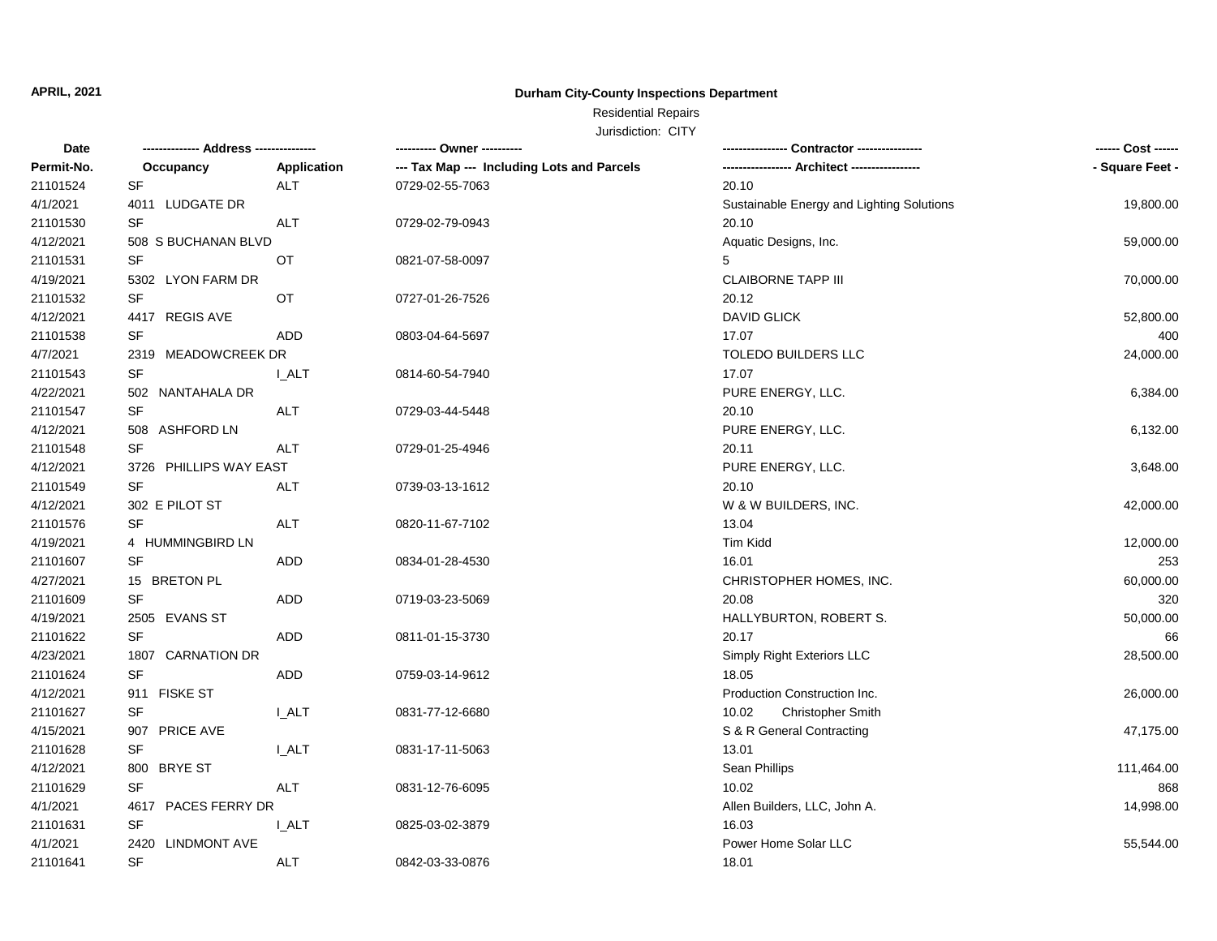**APRIL, 2021**

**Durham City-County Inspections Department**

Residential Repairs

Jurisdiction: CITY

| Date | -------------- Address -------------- | | ---------- Owner ---------- | ---------------- Contractor ---------------- | ------ Cost ------ |
|---|---|---|---|---|---|
| Permit-No. | Occupancy | Application | --- Tax Map --- Including Lots and Parcels | ----------------- Architect ----------------- | - Square Feet - |
| 21101524 | SF | ALT | 0729-02-55-7063 | 20.10 | |
| 4/1/2021 | 4011 LUDGATE DR | | | Sustainable Energy and Lighting Solutions | 19,800.00 |
| 21101530 | SF | ALT | 0729-02-79-0943 | 20.10 | |
| 4/12/2021 | 508 S BUCHANAN BLVD | | | Aquatic Designs, Inc. | 59,000.00 |
| 21101531 | SF | OT | 0821-07-58-0097 | 5 | |
| 4/19/2021 | 5302 LYON FARM DR | | | CLAIBORNE TAPP III | 70,000.00 |
| 21101532 | SF | OT | 0727-01-26-7526 | 20.12 | |
| 4/12/2021 | 4417 REGIS AVE | | | DAVID GLICK | 52,800.00 |
| 21101538 | SF | ADD | 0803-04-64-5697 | 17.07 | 400 |
| 4/7/2021 | 2319 MEADOWCREEK DR | | | TOLEDO BUILDERS LLC | 24,000.00 |
| 21101543 | SF | I_ALT | 0814-60-54-7940 | 17.07 | |
| 4/22/2021 | 502 NANTAHALA DR | | | PURE ENERGY, LLC. | 6,384.00 |
| 21101547 | SF | ALT | 0729-03-44-5448 | 20.10 | |
| 4/12/2021 | 508 ASHFORD LN | | | PURE ENERGY, LLC. | 6,132.00 |
| 21101548 | SF | ALT | 0729-01-25-4946 | 20.11 | |
| 4/12/2021 | 3726 PHILLIPS WAY EAST | | | PURE ENERGY, LLC. | 3,648.00 |
| 21101549 | SF | ALT | 0739-03-13-1612 | 20.10 | |
| 4/12/2021 | 302 E PILOT ST | | | W & W BUILDERS, INC. | 42,000.00 |
| 21101576 | SF | ALT | 0820-11-67-7102 | 13.04 | |
| 4/19/2021 | 4 HUMMINGBIRD LN | | | Tim Kidd | 12,000.00 |
| 21101607 | SF | ADD | 0834-01-28-4530 | 16.01 | 253 |
| 4/27/2021 | 15 BRETON PL | | | CHRISTOPHER HOMES, INC. | 60,000.00 |
| 21101609 | SF | ADD | 0719-03-23-5069 | 20.08 | 320 |
| 4/19/2021 | 2505 EVANS ST | | | HALLYBURTON, ROBERT S. | 50,000.00 |
| 21101622 | SF | ADD | 0811-01-15-3730 | 20.17 | 66 |
| 4/23/2021 | 1807 CARNATION DR | | | Simply Right Exteriors LLC | 28,500.00 |
| 21101624 | SF | ADD | 0759-03-14-9612 | 18.05 | |
| 4/12/2021 | 911 FISKE ST | | | Production Construction Inc. | 26,000.00 |
| 21101627 | SF | I_ALT | 0831-77-12-6680 | 10.02 Christopher Smith | |
| 4/15/2021 | 907 PRICE AVE | | | S & R General Contracting | 47,175.00 |
| 21101628 | SF | I_ALT | 0831-17-11-5063 | 13.01 | |
| 4/12/2021 | 800 BRYE ST | | | Sean Phillips | 111,464.00 |
| 21101629 | SF | ALT | 0831-12-76-6095 | 10.02 | 868 |
| 4/1/2021 | 4617 PACES FERRY DR | | | Allen Builders, LLC, John A. | 14,998.00 |
| 21101631 | SF | I_ALT | 0825-03-02-3879 | 16.03 | |
| 4/1/2021 | 2420 LINDMONT AVE | | | Power Home Solar LLC | 55,544.00 |
| 21101641 | SF | ALT | 0842-03-33-0876 | 18.01 | |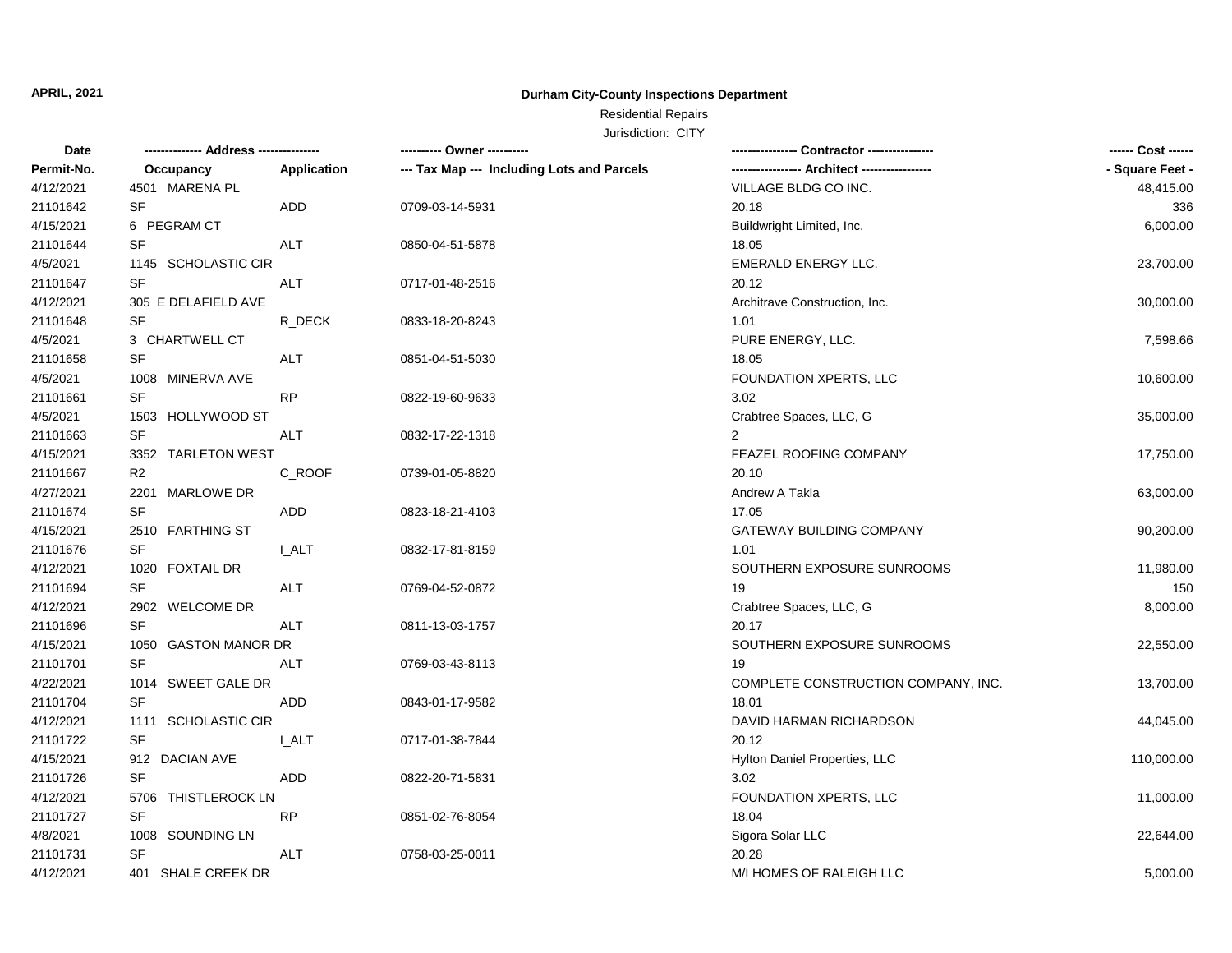**APRIL, 2021**

**Durham City-County Inspections Department**

Residential Repairs

Jurisdiction: CITY

| Date | -------------- Address -------------- | | ---------- Owner ---------- | ---------------- Contractor ---------------- | ------ Cost ------ |
|---|---|---|---|---|---|
| Permit-No. | Occupancy | Application | --- Tax Map --- Including Lots and Parcels | ----------------- Architect ----------------- | - Square Feet - |
| 4/12/2021 | 4501 MARENA PL | | | VILLAGE BLDG CO INC. | 48,415.00 |
| 21101642 | SF | ADD | 0709-03-14-5931 | 20.18 | 336 |
| 4/15/2021 | 6 PEGRAM CT | | | Buildwright Limited, Inc. | 6,000.00 |
| 21101644 | SF | ALT | 0850-04-51-5878 | 18.05 | |
| 4/5/2021 | 1145 SCHOLASTIC CIR | | | EMERALD ENERGY LLC. | 23,700.00 |
| 21101647 | SF | ALT | 0717-01-48-2516 | 20.12 | |
| 4/12/2021 | 305 E DELAFIELD AVE | | | Architrave Construction, Inc. | 30,000.00 |
| 21101648 | SF | R_DECK | 0833-18-20-8243 | 1.01 | |
| 4/5/2021 | 3 CHARTWELL CT | | | PURE ENERGY, LLC. | 7,598.66 |
| 21101658 | SF | ALT | 0851-04-51-5030 | 18.05 | |
| 4/5/2021 | 1008 MINERVA AVE | | | FOUNDATION XPERTS, LLC | 10,600.00 |
| 21101661 | SF | RP | 0822-19-60-9633 | 3.02 | |
| 4/5/2021 | 1503 HOLLYWOOD ST | | | Crabtree Spaces, LLC, G | 35,000.00 |
| 21101663 | SF | ALT | 0832-17-22-1318 | 2 | |
| 4/15/2021 | 3352 TARLETON WEST | | | FEAZEL ROOFING COMPANY | 17,750.00 |
| 21101667 | R2 | C_ROOF | 0739-01-05-8820 | 20.10 | |
| 4/27/2021 | 2201 MARLOWE DR | | | Andrew A Takla | 63,000.00 |
| 21101674 | SF | ADD | 0823-18-21-4103 | 17.05 | |
| 4/15/2021 | 2510 FARTHING ST | | | GATEWAY BUILDING COMPANY | 90,200.00 |
| 21101676 | SF | I_ALT | 0832-17-81-8159 | 1.01 | |
| 4/12/2021 | 1020 FOXTAIL DR | | | SOUTHERN EXPOSURE SUNROOMS | 11,980.00 |
| 21101694 | SF | ALT | 0769-04-52-0872 | 19 | 150 |
| 4/12/2021 | 2902 WELCOME DR | | | Crabtree Spaces, LLC, G | 8,000.00 |
| 21101696 | SF | ALT | 0811-13-03-1757 | 20.17 | |
| 4/15/2021 | 1050 GASTON MANOR DR | | | SOUTHERN EXPOSURE SUNROOMS | 22,550.00 |
| 21101701 | SF | ALT | 0769-03-43-8113 | 19 | |
| 4/22/2021 | 1014 SWEET GALE DR | | | COMPLETE CONSTRUCTION COMPANY, INC. | 13,700.00 |
| 21101704 | SF | ADD | 0843-01-17-9582 | 18.01 | |
| 4/12/2021 | 1111 SCHOLASTIC CIR | | | DAVID HARMAN RICHARDSON | 44,045.00 |
| 21101722 | SF | I_ALT | 0717-01-38-7844 | 20.12 | |
| 4/15/2021 | 912 DACIAN AVE | | | Hylton Daniel Properties, LLC | 110,000.00 |
| 21101726 | SF | ADD | 0822-20-71-5831 | 3.02 | |
| 4/12/2021 | 5706 THISTLEROCK LN | | | FOUNDATION XPERTS, LLC | 11,000.00 |
| 21101727 | SF | RP | 0851-02-76-8054 | 18.04 | |
| 4/8/2021 | 1008 SOUNDING LN | | | Sigora Solar LLC | 22,644.00 |
| 21101731 | SF | ALT | 0758-03-25-0011 | 20.28 | |
| 4/12/2021 | 401 SHALE CREEK DR | | | M/I HOMES OF RALEIGH LLC | 5,000.00 |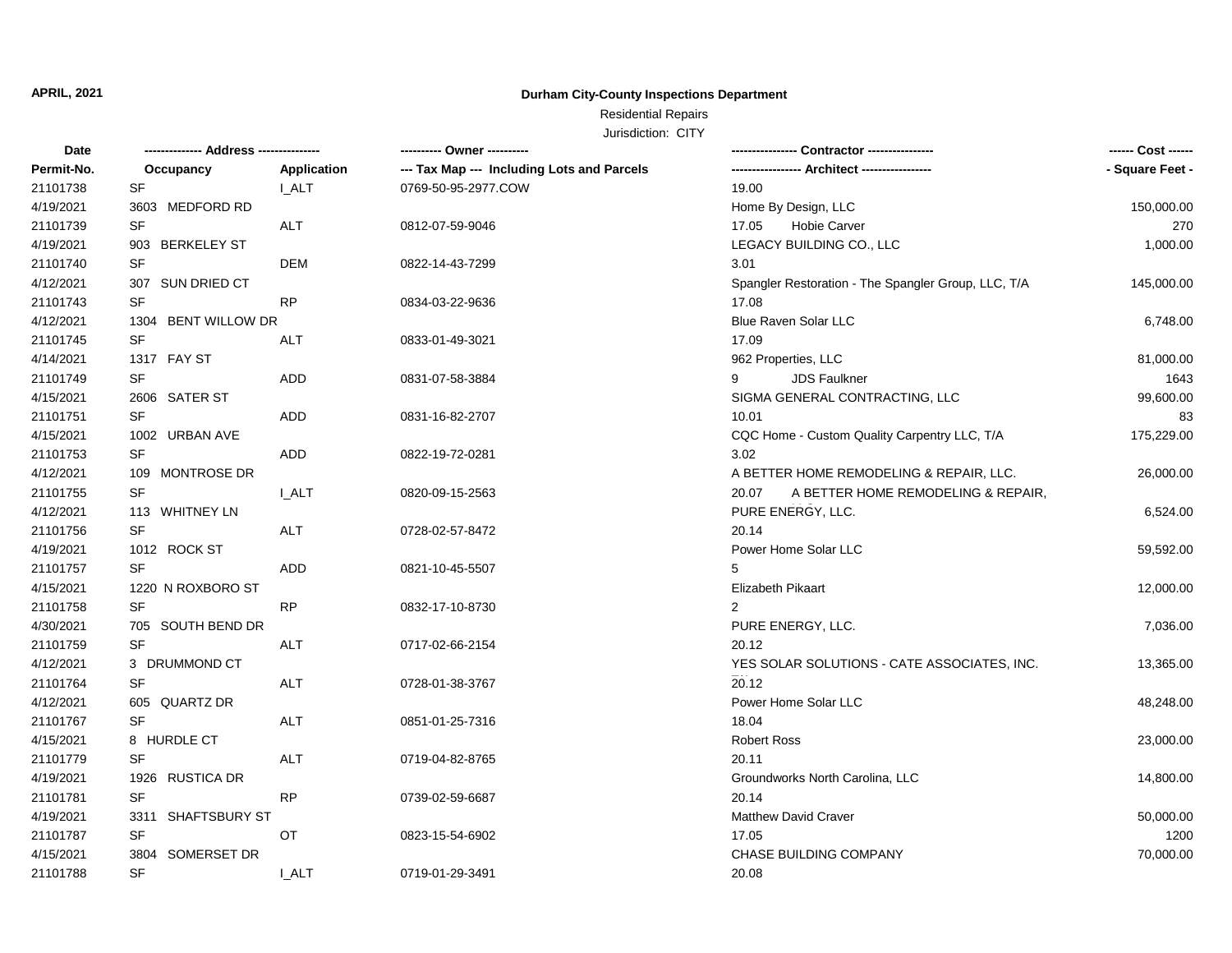**APRIL, 2021**

## Durham City-County Inspections Department

Residential Repairs

Jurisdiction: CITY

| Date / Permit-No. | Address / Occupancy | Application | Owner / Tax Map --- Including Lots and Parcels | Contractor / Architect | Cost / Square Feet |
|---|---|---|---|---|---|
| 21101738 | SF | I_ALT | 0769-50-95-2977.COW | 19.00 | |
| 4/19/2021 | 3603 MEDFORD RD | | | Home By Design, LLC | 150,000.00 |
| 21101739 | SF | ALT | 0812-07-59-9046 | 17.05 Hobie Carver | 270 |
| 4/19/2021 | 903 BERKELEY ST | | | LEGACY BUILDING CO., LLC | 1,000.00 |
| 21101740 | SF | DEM | 0822-14-43-7299 | 3.01 | |
| 4/12/2021 | 307 SUN DRIED CT | | | Spangler Restoration - The Spangler Group, LLC, T/A | 145,000.00 |
| 21101743 | SF | RP | 0834-03-22-9636 | 17.08 | |
| 4/12/2021 | 1304 BENT WILLOW DR | | | Blue Raven Solar LLC | 6,748.00 |
| 21101745 | SF | ALT | 0833-01-49-3021 | 17.09 | |
| 4/14/2021 | 1317 FAY ST | | | 962 Properties, LLC | 81,000.00 |
| 21101749 | SF | ADD | 0831-07-58-3884 | 9 JDS Faulkner | 1643 |
| 4/15/2021 | 2606 SATER ST | | | SIGMA GENERAL CONTRACTING, LLC | 99,600.00 |
| 21101751 | SF | ADD | 0831-16-82-2707 | 10.01 | 83 |
| 4/15/2021 | 1002 URBAN AVE | | | CQC Home - Custom Quality Carpentry LLC, T/A | 175,229.00 |
| 21101753 | SF | ADD | 0822-19-72-0281 | 3.02 | |
| 4/12/2021 | 109 MONTROSE DR | | | A BETTER HOME REMODELING & REPAIR, LLC. | 26,000.00 |
| 21101755 | SF | I_ALT | 0820-09-15-2563 | 20.07 A BETTER HOME REMODELING & REPAIR, | |
| 4/12/2021 | 113 WHITNEY LN | | | PURE ENERGY, LLC. | 6,524.00 |
| 21101756 | SF | ALT | 0728-02-57-8472 | 20.14 | |
| 4/19/2021 | 1012 ROCK ST | | | Power Home Solar LLC | 59,592.00 |
| 21101757 | SF | ADD | 0821-10-45-5507 | 5 | |
| 4/15/2021 | 1220 N ROXBORO ST | | | Elizabeth Pikaart | 12,000.00 |
| 21101758 | SF | RP | 0832-17-10-8730 | 2 | |
| 4/30/2021 | 705 SOUTH BEND DR | | | PURE ENERGY, LLC. | 7,036.00 |
| 21101759 | SF | ALT | 0717-02-66-2154 | 20.12 | |
| 4/12/2021 | 3 DRUMMOND CT | | | YES SOLAR SOLUTIONS - CATE ASSOCIATES, INC. | 13,365.00 |
| 21101764 | SF | ALT | 0728-01-38-3767 | 20.12 | |
| 4/12/2021 | 605 QUARTZ DR | | | Power Home Solar LLC | 48,248.00 |
| 21101767 | SF | ALT | 0851-01-25-7316 | 18.04 | |
| 4/15/2021 | 8 HURDLE CT | | | Robert Ross | 23,000.00 |
| 21101779 | SF | ALT | 0719-04-82-8765 | 20.11 | |
| 4/19/2021 | 1926 RUSTICA DR | | | Groundworks North Carolina, LLC | 14,800.00 |
| 21101781 | SF | RP | 0739-02-59-6687 | 20.14 | |
| 4/19/2021 | 3311 SHAFTSBURY ST | | | Matthew David Craver | 50,000.00 |
| 21101787 | SF | OT | 0823-15-54-6902 | 17.05 | 1200 |
| 4/15/2021 | 3804 SOMERSET DR | | | CHASE BUILDING COMPANY | 70,000.00 |
| 21101788 | SF | I_ALT | 0719-01-29-3491 | 20.08 | |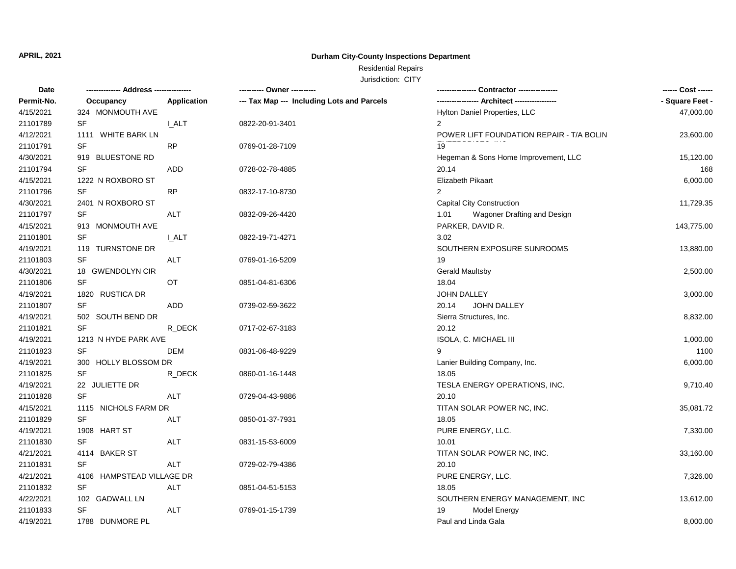**APRIL, 2021**

**Durham City-County Inspections Department**

Residential Repairs

Jurisdiction: CITY

| Date / Permit-No. | Address / Occupancy | Application | Owner / Tax Map --- Including Lots and Parcels | Contractor / Architect | Cost / Square Feet |
|---|---|---|---|---|---|
| 4/15/2021 | 324 MONMOUTH AVE | | | Hylton Daniel Properties, LLC | 47,000.00 |
| 21101789 | SF | I_ALT | 0822-20-91-3401 | 2 | |
| 4/12/2021 | 1111 WHITE BARK LN | | | POWER LIFT FOUNDATION REPAIR - T/A BOLIN ENTERPRISES, INC | 23,600.00 |
| 21101791 | SF | RP | 0769-01-28-7109 | 19 | |
| 4/30/2021 | 919 BLUESTONE RD | | | Hegeman & Sons Home Improvement, LLC | 15,120.00 |
| 21101794 | SF | ADD | 0728-02-78-4885 | 20.14 | 168 |
| 4/15/2021 | 1222 N ROXBORO ST | | | Elizabeth Pikaart | 6,000.00 |
| 21101796 | SF | RP | 0832-17-10-8730 | 2 | |
| 4/30/2021 | 2401 N ROXBORO ST | | | Capital City Construction | 11,729.35 |
| 21101797 | SF | ALT | 0832-09-26-4420 | 1.01 Wagoner Drafting and Design | |
| 4/15/2021 | 913 MONMOUTH AVE | | | PARKER, DAVID R. | 143,775.00 |
| 21101801 | SF | I_ALT | 0822-19-71-4271 | 3.02 | |
| 4/19/2021 | 119 TURNSTONE DR | | | SOUTHERN EXPOSURE SUNROOMS | 13,880.00 |
| 21101803 | SF | ALT | 0769-01-16-5209 | 19 | |
| 4/30/2021 | 18 GWENDOLYN CIR | | | Gerald Maultsby | 2,500.00 |
| 21101806 | SF | OT | 0851-04-81-6306 | 18.04 | |
| 4/19/2021 | 1820 RUSTICA DR | | | JOHN DALLEY | 3,000.00 |
| 21101807 | SF | ADD | 0739-02-59-3622 | 20.14 JOHN DALLEY | |
| 4/19/2021 | 502 SOUTH BEND DR | | | Sierra Structures, Inc. | 8,832.00 |
| 21101821 | SF | R_DECK | 0717-02-67-3183 | 20.12 | |
| 4/19/2021 | 1213 N HYDE PARK AVE | | | ISOLA, C. MICHAEL III | 1,000.00 |
| 21101823 | SF | DEM | 0831-06-48-9229 | 9 | 1100 |
| 4/19/2021 | 300 HOLLY BLOSSOM DR | | | Lanier Building Company, Inc. | 6,000.00 |
| 21101825 | SF | R_DECK | 0860-01-16-1448 | 18.05 | |
| 4/19/2021 | 22 JULIETTE DR | | | TESLA ENERGY OPERATIONS, INC. | 9,710.40 |
| 21101828 | SF | ALT | 0729-04-43-9886 | 20.10 | |
| 4/15/2021 | 1115 NICHOLS FARM DR | | | TITAN SOLAR POWER NC, INC. | 35,081.72 |
| 21101829 | SF | ALT | 0850-01-37-7931 | 18.05 | |
| 4/19/2021 | 1908 HART ST | | | PURE ENERGY, LLC. | 7,330.00 |
| 21101830 | SF | ALT | 0831-15-53-6009 | 10.01 | |
| 4/21/2021 | 4114 BAKER ST | | | TITAN SOLAR POWER NC, INC. | 33,160.00 |
| 21101831 | SF | ALT | 0729-02-79-4386 | 20.10 | |
| 4/21/2021 | 4106 HAMPSTEAD VILLAGE DR | | | PURE ENERGY, LLC. | 7,326.00 |
| 21101832 | SF | ALT | 0851-04-51-5153 | 18.05 | |
| 4/22/2021 | 102 GADWALL LN | | | SOUTHERN ENERGY MANAGEMENT, INC | 13,612.00 |
| 21101833 | SF | ALT | 0769-01-15-1739 | 19 Model Energy | |
| 4/19/2021 | 1788 DUNMORE PL | | | Paul and Linda Gala | 8,000.00 |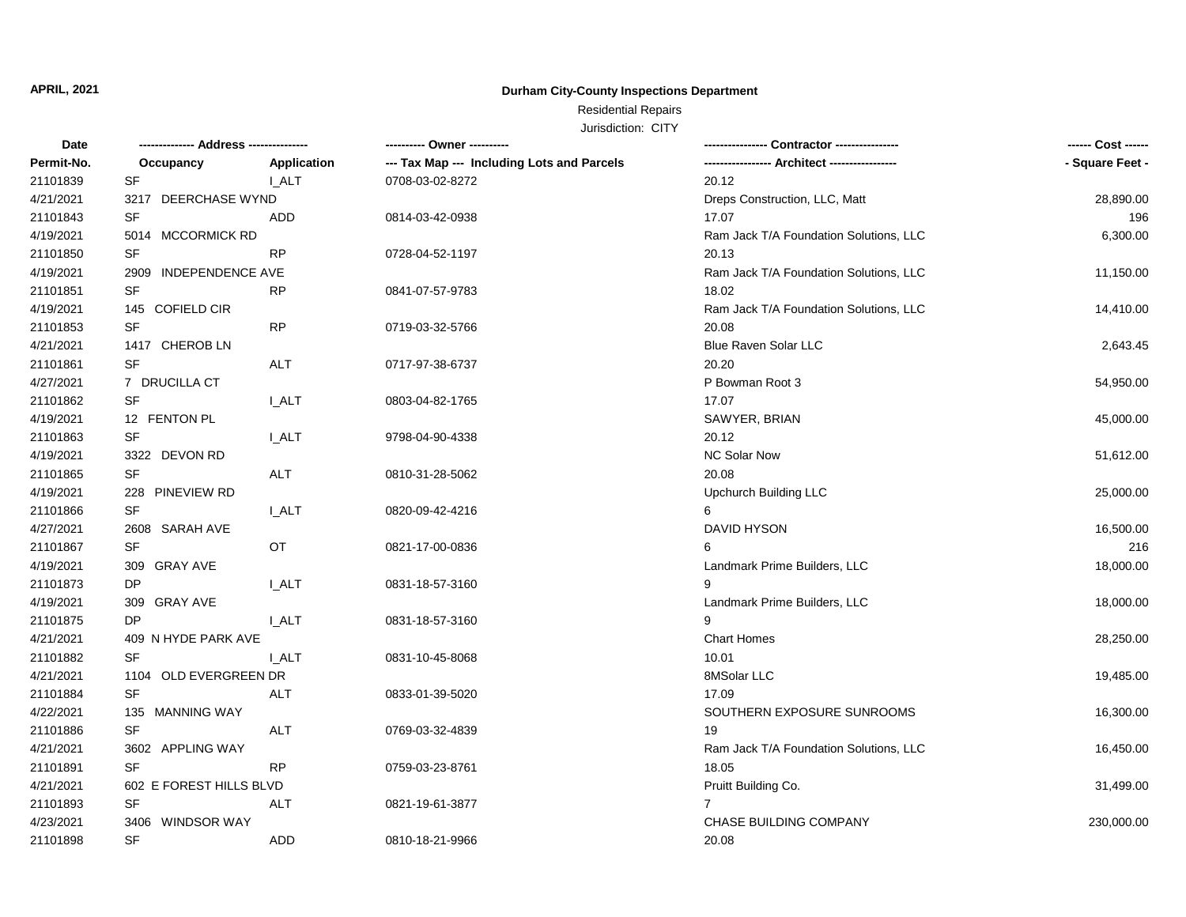**APRIL, 2021**

**Durham City-County Inspections Department**

Residential Repairs

Jurisdiction: CITY

| Date | -------------- Address -------------- | | ---------- Owner ---------- | ---------------- Contractor ---------------- | ------ Cost ------ |
|---|---|---|---|---|---|
| Permit-No. | Occupancy | Application | --- Tax Map --- Including Lots and Parcels | ----------------- Architect ----------------- | - Square Feet - |
| 21101839 | SF | I_ALT | 0708-03-02-8272 | 20.12 | |
| 4/21/2021 | 3217 DEERCHASE WYND | | | Dreps Construction, LLC, Matt | 28,890.00 |
| 21101843 | SF | ADD | 0814-03-42-0938 | 17.07 | 196 |
| 4/19/2021 | 5014 MCCORMICK RD | | | Ram Jack T/A Foundation Solutions, LLC | 6,300.00 |
| 21101850 | SF | RP | 0728-04-52-1197 | 20.13 | |
| 4/19/2021 | 2909 INDEPENDENCE AVE | | | Ram Jack T/A Foundation Solutions, LLC | 11,150.00 |
| 21101851 | SF | RP | 0841-07-57-9783 | 18.02 | |
| 4/19/2021 | 145 COFIELD CIR | | | Ram Jack T/A Foundation Solutions, LLC | 14,410.00 |
| 21101853 | SF | RP | 0719-03-32-5766 | 20.08 | |
| 4/21/2021 | 1417 CHEROB LN | | | Blue Raven Solar LLC | 2,643.45 |
| 21101861 | SF | ALT | 0717-97-38-6737 | 20.20 | |
| 4/27/2021 | 7 DRUCILLA CT | | | P Bowman Root 3 | 54,950.00 |
| 21101862 | SF | I_ALT | 0803-04-82-1765 | 17.07 | |
| 4/19/2021 | 12 FENTON PL | | | SAWYER, BRIAN | 45,000.00 |
| 21101863 | SF | I_ALT | 9798-04-90-4338 | 20.12 | |
| 4/19/2021 | 3322 DEVON RD | | | NC Solar Now | 51,612.00 |
| 21101865 | SF | ALT | 0810-31-28-5062 | 20.08 | |
| 4/19/2021 | 228 PINEVIEW RD | | | Upchurch Building LLC | 25,000.00 |
| 21101866 | SF | I_ALT | 0820-09-42-4216 | 6 | |
| 4/27/2021 | 2608 SARAH AVE | | | DAVID HYSON | 16,500.00 |
| 21101867 | SF | OT | 0821-17-00-0836 | 6 | 216 |
| 4/19/2021 | 309 GRAY AVE | | | Landmark Prime Builders, LLC | 18,000.00 |
| 21101873 | DP | I_ALT | 0831-18-57-3160 | 9 | |
| 4/19/2021 | 309 GRAY AVE | | | Landmark Prime Builders, LLC | 18,000.00 |
| 21101875 | DP | I_ALT | 0831-18-57-3160 | 9 | |
| 4/21/2021 | 409 N HYDE PARK AVE | | | Chart Homes | 28,250.00 |
| 21101882 | SF | I_ALT | 0831-10-45-8068 | 10.01 | |
| 4/21/2021 | 1104 OLD EVERGREEN DR | | | 8MSolar LLC | 19,485.00 |
| 21101884 | SF | ALT | 0833-01-39-5020 | 17.09 | |
| 4/22/2021 | 135 MANNING WAY | | | SOUTHERN EXPOSURE SUNROOMS | 16,300.00 |
| 21101886 | SF | ALT | 0769-03-32-4839 | 19 | |
| 4/21/2021 | 3602 APPLING WAY | | | Ram Jack T/A Foundation Solutions, LLC | 16,450.00 |
| 21101891 | SF | RP | 0759-03-23-8761 | 18.05 | |
| 4/21/2021 | 602 E FOREST HILLS BLVD | | | Pruitt Building Co. | 31,499.00 |
| 21101893 | SF | ALT | 0821-19-61-3877 | 7 | |
| 4/23/2021 | 3406 WINDSOR WAY | | | CHASE BUILDING COMPANY | 230,000.00 |
| 21101898 | SF | ADD | 0810-18-21-9966 | 20.08 | |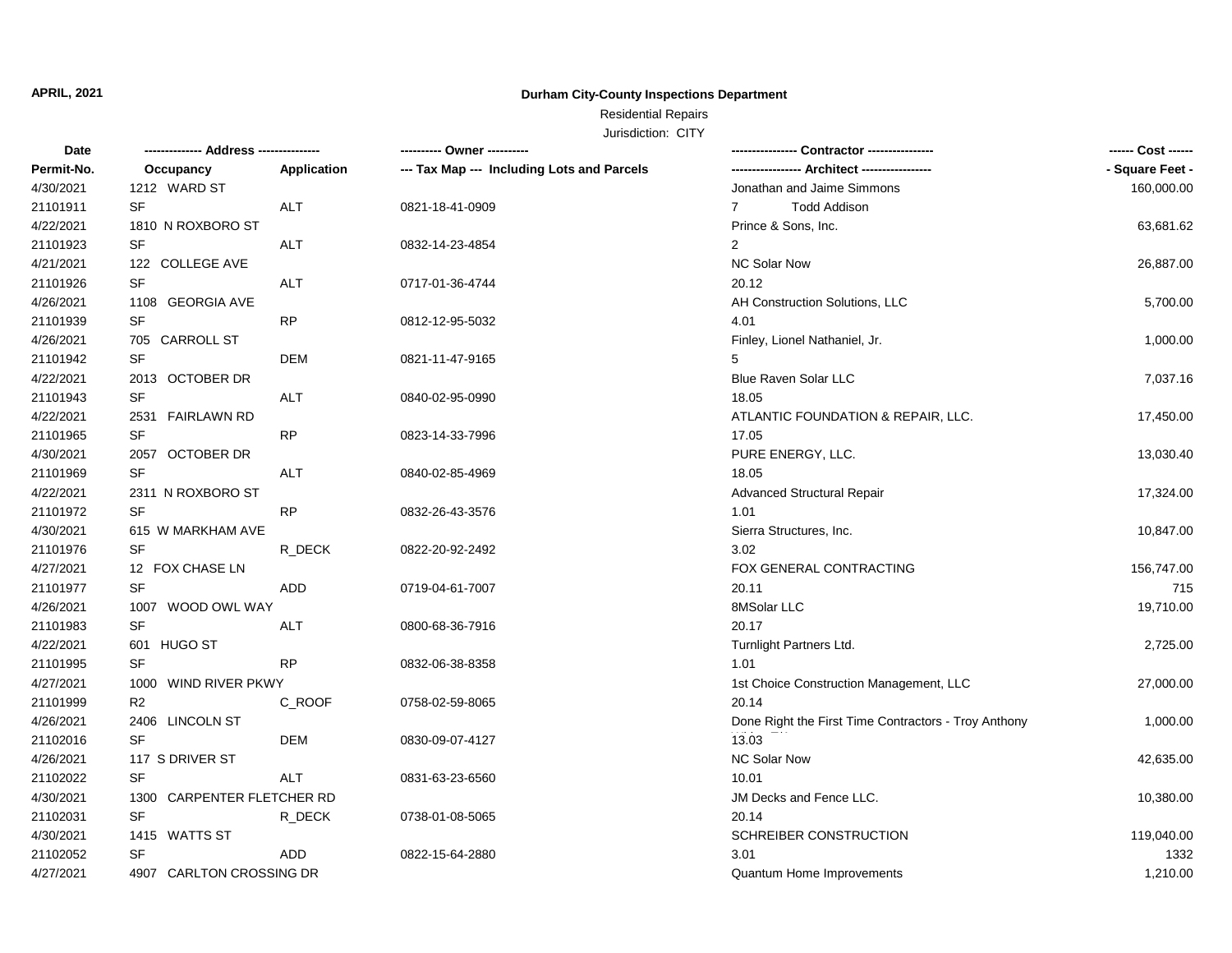APRIL, 2021

**Durham City-County Inspections Department**

Residential Repairs

Jurisdiction: CITY

| Date / Permit-No. | Address / Occupancy | Application | Owner / Tax Map --- Including Lots and Parcels | Contractor / Architect | Cost / Square Feet |
|---|---|---|---|---|---|
| 4/30/2021 | 1212 WARD ST | | | Jonathan and Jaime Simmons | 160,000.00 |
| 21101911 | SF | ALT | 0821-18-41-0909 | 7 Todd Addison | |
| 4/22/2021 | 1810 N ROXBORO ST | | | Prince & Sons, Inc. | 63,681.62 |
| 21101923 | SF | ALT | 0832-14-23-4854 | 2 | |
| 4/21/2021 | 122 COLLEGE AVE | | | NC Solar Now | 26,887.00 |
| 21101926 | SF | ALT | 0717-01-36-4744 | 20.12 | |
| 4/26/2021 | 1108 GEORGIA AVE | | | AH Construction Solutions, LLC | 5,700.00 |
| 21101939 | SF | RP | 0812-12-95-5032 | 4.01 | |
| 4/26/2021 | 705 CARROLL ST | | | Finley, Lionel Nathaniel, Jr. | 1,000.00 |
| 21101942 | SF | DEM | 0821-11-47-9165 | 5 | |
| 4/22/2021 | 2013 OCTOBER DR | | | Blue Raven Solar LLC | 7,037.16 |
| 21101943 | SF | ALT | 0840-02-95-0990 | 18.05 | |
| 4/22/2021 | 2531 FAIRLAWN RD | | | ATLANTIC FOUNDATION & REPAIR, LLC. | 17,450.00 |
| 21101965 | SF | RP | 0823-14-33-7996 | 17.05 | |
| 4/30/2021 | 2057 OCTOBER DR | | | PURE ENERGY, LLC. | 13,030.40 |
| 21101969 | SF | ALT | 0840-02-85-4969 | 18.05 | |
| 4/22/2021 | 2311 N ROXBORO ST | | | Advanced Structural Repair | 17,324.00 |
| 21101972 | SF | RP | 0832-26-43-3576 | 1.01 | |
| 4/30/2021 | 615 W MARKHAM AVE | | | Sierra Structures, Inc. | 10,847.00 |
| 21101976 | SF | R_DECK | 0822-20-92-2492 | 3.02 | |
| 4/27/2021 | 12 FOX CHASE LN | | | FOX GENERAL CONTRACTING | 156,747.00 |
| 21101977 | SF | ADD | 0719-04-61-7007 | 20.11 | 715 |
| 4/26/2021 | 1007 WOOD OWL WAY | | | 8MSolar LLC | 19,710.00 |
| 21101983 | SF | ALT | 0800-68-36-7916 | 20.17 | |
| 4/22/2021 | 601 HUGO ST | | | Turnlight Partners Ltd. | 2,725.00 |
| 21101995 | SF | RP | 0832-06-38-8358 | 1.01 | |
| 4/27/2021 | 1000 WIND RIVER PKWY | | | 1st Choice Construction Management, LLC | 27,000.00 |
| 21101999 | R2 | C_ROOF | 0758-02-59-8065 | 20.14 | |
| 4/26/2021 | 2406 LINCOLN ST | | | Done Right the First Time Contractors - Troy Anthony | 1,000.00 |
| 21102016 | SF | DEM | 0830-09-07-4127 | 13.03 | |
| 4/26/2021 | 117 S DRIVER ST | | | NC Solar Now | 42,635.00 |
| 21102022 | SF | ALT | 0831-63-23-6560 | 10.01 | |
| 4/30/2021 | 1300 CARPENTER FLETCHER RD | | | JM Decks and Fence LLC. | 10,380.00 |
| 21102031 | SF | R_DECK | 0738-01-08-5065 | 20.14 | |
| 4/30/2021 | 1415 WATTS ST | | | SCHREIBER CONSTRUCTION | 119,040.00 |
| 21102052 | SF | ADD | 0822-15-64-2880 | 3.01 | 1332 |
| 4/27/2021 | 4907 CARLTON CROSSING DR | | | Quantum Home Improvements | 1,210.00 |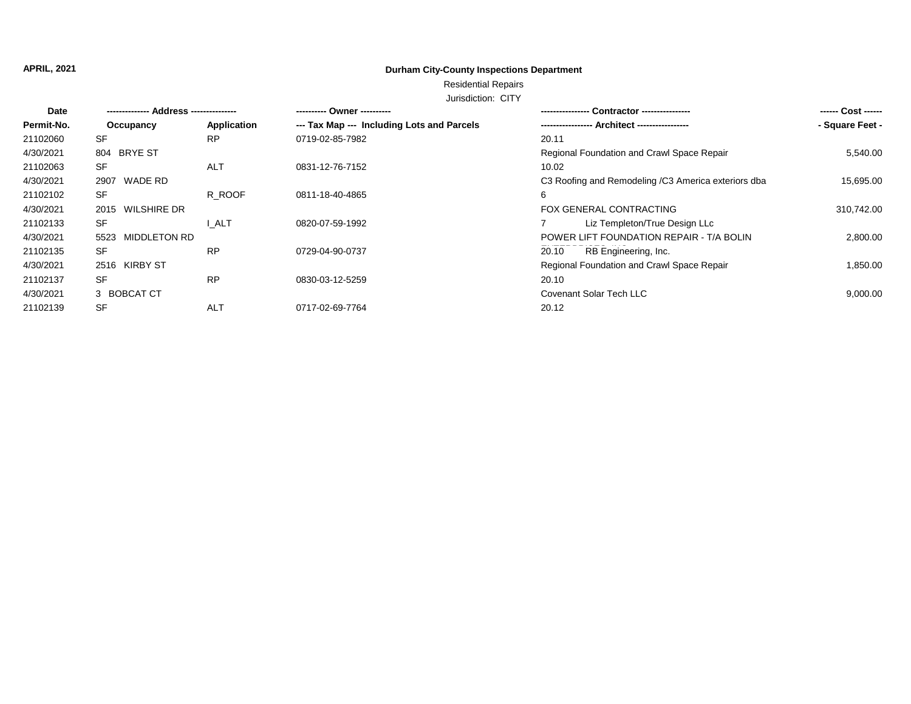**APRIL, 2021**

**Durham City-County Inspections Department**

Residential Repairs

Jurisdiction: CITY

| Date | -------------- Address --------------- | | ---------- Owner ---------- | ---------------- Contractor ---------------- | ------ Cost ------ |
|---|---|---|---|---|---|
| Permit-No. | Occupancy | Application | --- Tax Map --- Including Lots and Parcels | ----------------- Architect ----------------- | - Square Feet - |
| 21102060 | SF | RP | 0719-02-85-7982 | 20.11 | |
| 4/30/2021 | 804 BRYE ST | | | Regional Foundation and Crawl Space Repair | 5,540.00 |
| 21102063 | SF | ALT | 0831-12-76-7152 | 10.02 | |
| 4/30/2021 | 2907 WADE RD | | | C3 Roofing and Remodeling /C3 America exteriors dba | 15,695.00 |
| 21102102 | SF | R_ROOF | 0811-18-40-4865 | 6 | |
| 4/30/2021 | 2015 WILSHIRE DR | | | FOX GENERAL CONTRACTING | 310,742.00 |
| 21102133 | SF | I_ALT | 0820-07-59-1992 | 7 Liz Templeton/True Design LLc | |
| 4/30/2021 | 5523 MIDDLETON RD | | | POWER LIFT FOUNDATION REPAIR - T/A BOLIN | 2,800.00 |
| 21102135 | SF | RP | 0729-04-90-0737 | 20.10 RB Engineering, Inc. | |
| 4/30/2021 | 2516 KIRBY ST | | | Regional Foundation and Crawl Space Repair | 1,850.00 |
| 21102137 | SF | RP | 0830-03-12-5259 | 20.10 | |
| 4/30/2021 | 3 BOBCAT CT | | | Covenant Solar Tech LLC | 9,000.00 |
| 21102139 | SF | ALT | 0717-02-69-7764 | 20.12 | |